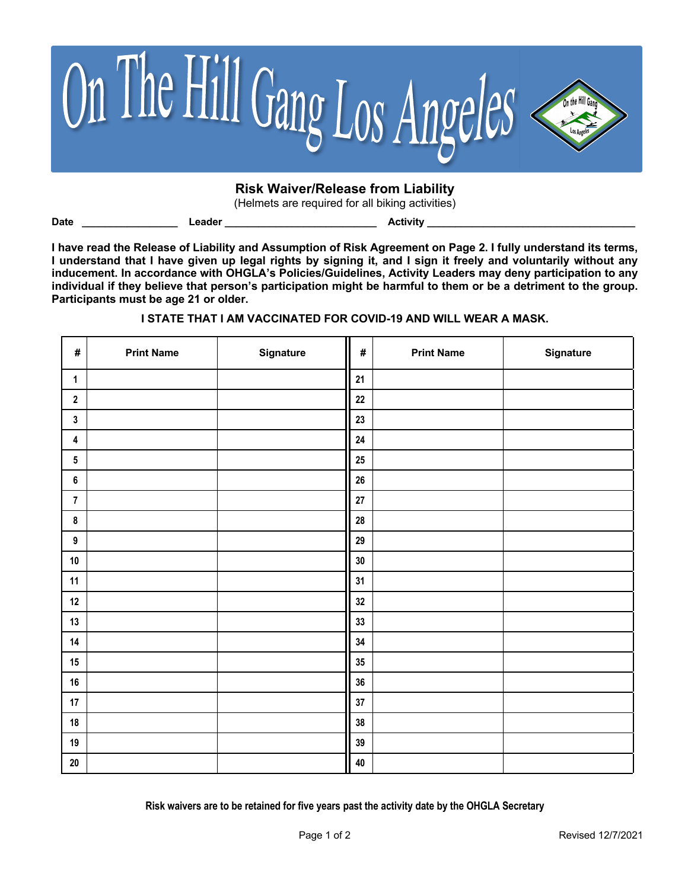# On The Hill Gang Los Angeles

## Risk Waiver/Release from Liability

(Helmets are required for all biking activities)

**Date** ________________ **Leader** _________________________ **Activity** ___________________________________

**I have read the Release of Liability and Assumption of Risk Agreement on Page 2. I fully understand its terms, I understand that I have given up legal rights by signing it, and I sign it freely and voluntarily without any inducement. In accordance with OHGLA's Policies/Guidelines, Activity Leaders may deny participation to any individual if they believe that person's participation might be harmful to them or be a detriment to the group. Participants must be age 21 or older.**

**I STATE THAT I AM VACCINATED FOR COVID-19 AND WILL WEAR A MASK.**

| # | Print Name | Signature | # | Print Name | Signature |
|---|---|---|---|---|---|
| 1 | | | 21 | | |
| 2 | | | 22 | | |
| 3 | | | 23 | | |
| 4 | | | 24 | | |
| 5 | | | 25 | | |
| 6 | | | 26 | | |
| 7 | | | 27 | | |
| 8 | | | 28 | | |
| 9 | | | 29 | | |
| 10 | | | 30 | | |
| 11 | | | 31 | | |
| 12 | | | 32 | | |
| 13 | | | 33 | | |
| 14 | | | 34 | | |
| 15 | | | 35 | | |
| 16 | | | 36 | | |
| 17 | | | 37 | | |
| 18 | | | 38 | | |
| 19 | | | 39 | | |
| 20 | | | 40 | | |

**Risk waivers are to be retained for five years past the activity date by the OHGLA Secretary**

Revised 12/7/2021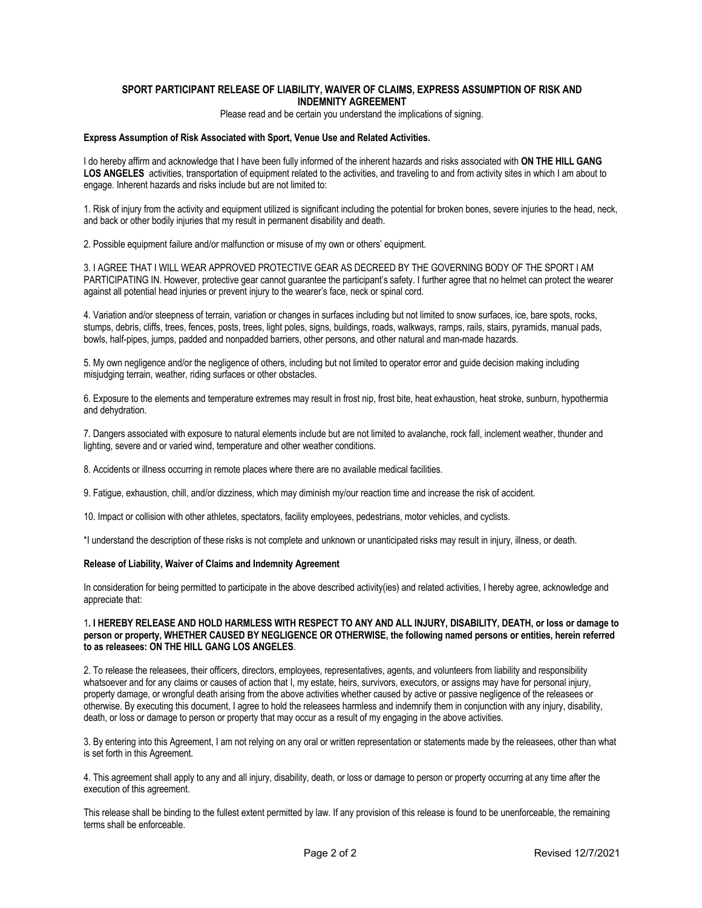## SPORT PARTICIPANT RELEASE OF LIABILITY, WAIVER OF CLAIMS, EXPRESS ASSUMPTION OF RISK AND INDEMNITY AGREEMENT

Please read and be certain you understand the implications of signing.

**Express Assumption of Risk Associated with Sport, Venue Use and Related Activities.**

I do hereby affirm and acknowledge that I have been fully informed of the inherent hazards and risks associated with **ON THE HILL GANG LOS ANGELES** activities, transportation of equipment related to the activities, and traveling to and from activity sites in which I am about to engage. Inherent hazards and risks include but are not limited to:

1. Risk of injury from the activity and equipment utilized is significant including the potential for broken bones, severe injuries to the head, neck, and back or other bodily injuries that my result in permanent disability and death.

2. Possible equipment failure and/or malfunction or misuse of my own or others' equipment.

3. I AGREE THAT I WILL WEAR APPROVED PROTECTIVE GEAR AS DECREED BY THE GOVERNING BODY OF THE SPORT I AM PARTICIPATING IN. However, protective gear cannot guarantee the participant's safety. I further agree that no helmet can protect the wearer against all potential head injuries or prevent injury to the wearer's face, neck or spinal cord.

4. Variation and/or steepness of terrain, variation or changes in surfaces including but not limited to snow surfaces, ice, bare spots, rocks, stumps, debris, cliffs, trees, fences, posts, trees, light poles, signs, buildings, roads, walkways, ramps, rails, stairs, pyramids, manual pads, bowls, half-pipes, jumps, padded and nonpadded barriers, other persons, and other natural and man-made hazards.

5. My own negligence and/or the negligence of others, including but not limited to operator error and guide decision making including misjudging terrain, weather, riding surfaces or other obstacles.

6. Exposure to the elements and temperature extremes may result in frost nip, frost bite, heat exhaustion, heat stroke, sunburn, hypothermia and dehydration.

7. Dangers associated with exposure to natural elements include but are not limited to avalanche, rock fall, inclement weather, thunder and lighting, severe and or varied wind, temperature and other weather conditions.

8. Accidents or illness occurring in remote places where there are no available medical facilities.

9. Fatigue, exhaustion, chill, and/or dizziness, which may diminish my/our reaction time and increase the risk of accident.

10. Impact or collision with other athletes, spectators, facility employees, pedestrians, motor vehicles, and cyclists.

*I understand the description of these risks is not complete and unknown or unanticipated risks may result in injury, illness, or death.

**Release of Liability, Waiver of Claims and Indemnity Agreement**

In consideration for being permitted to participate in the above described activity(ies) and related activities, I hereby agree, acknowledge and appreciate that:

1**. I HEREBY RELEASE AND HOLD HARMLESS WITH RESPECT TO ANY AND ALL INJURY, DISABILITY, DEATH, or loss or damage to person or property, WHETHER CAUSED BY NEGLIGENCE OR OTHERWISE, the following named persons or entities, herein referred to as releasees: ON THE HILL GANG LOS ANGELES**.

2. To release the releasees, their officers, directors, employees, representatives, agents, and volunteers from liability and responsibility whatsoever and for any claims or causes of action that I, my estate, heirs, survivors, executors, or assigns may have for personal injury, property damage, or wrongful death arising from the above activities whether caused by active or passive negligence of the releasees or otherwise. By executing this document, I agree to hold the releasees harmless and indemnify them in conjunction with any injury, disability, death, or loss or damage to person or property that may occur as a result of my engaging in the above activities.

3. By entering into this Agreement, I am not relying on any oral or written representation or statements made by the releasees, other than what is set forth in this Agreement.

4. This agreement shall apply to any and all injury, disability, death, or loss or damage to person or property occurring at any time after the execution of this agreement.

This release shall be binding to the fullest extent permitted by law. If any provision of this release is found to be unenforceable, the remaining terms shall be enforceable.

Revised 12/7/2021